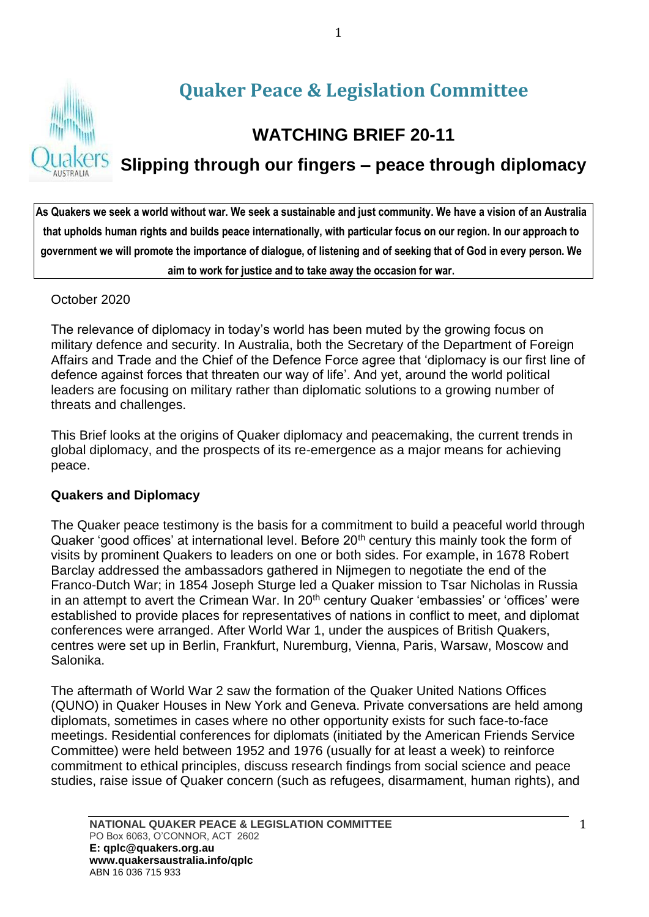# Quaker Peace & Legislation Committee

## WATCHING BRIEF 20-11

## Slipping through our fingers – peace through diplomacy

**As Quakers we seek a world without war. We seek a sustainable and just community. We have a vision of an Australia that upholds human rights and builds peace internationally, with particular focus on our region. In our approach to government we will promote the importance of dialogue, of listening and of seeking that of God in every person. We aim to work for justice and to take away the occasion for war.**

October 2020

The relevance of diplomacy in today's world has been muted by the growing focus on military defence and security. In Australia, both the Secretary of the Department of Foreign Affairs and Trade and the Chief of the Defence Force agree that 'diplomacy is our first line of defence against forces that threaten our way of life'. And yet, around the world political leaders are focusing on military rather than diplomatic solutions to a growing number of threats and challenges.

This Brief looks at the origins of Quaker diplomacy and peacemaking, the current trends in global diplomacy, and the prospects of its re-emergence as a major means for achieving peace.

**Quakers and Diplomacy**

The Quaker peace testimony is the basis for a commitment to build a peaceful world through Quaker 'good offices' at international level. Before 20th century this mainly took the form of visits by prominent Quakers to leaders on one or both sides. For example, in 1678 Robert Barclay addressed the ambassadors gathered in Nijmegen to negotiate the end of the Franco-Dutch War; in 1854 Joseph Sturge led a Quaker mission to Tsar Nicholas in Russia in an attempt to avert the Crimean War. In 20th century Quaker 'embassies' or 'offices' were established to provide places for representatives of nations in conflict to meet, and diplomat conferences were arranged. After World War 1, under the auspices of British Quakers, centres were set up in Berlin, Frankfurt, Nuremburg, Vienna, Paris, Warsaw, Moscow and Salonika.

The aftermath of World War 2 saw the formation of the Quaker United Nations Offices (QUNO) in Quaker Houses in New York and Geneva. Private conversations are held among diplomats, sometimes in cases where no other opportunity exists for such face-to-face meetings. Residential conferences for diplomats (initiated by the American Friends Service Committee) were held between 1952 and 1976 (usually for at least a week) to reinforce commitment to ethical principles, discuss research findings from social science and peace studies, raise issue of Quaker concern (such as refugees, disarmament, human rights), and

NATIONAL QUAKER PEACE & LEGISLATION COMMITTEE
PO Box 6063, O'CONNOR, ACT 2602
**E: qplc@quakers.org.au**
**www.quakersaustralia.info/qplc**
ABN 16 036 715 933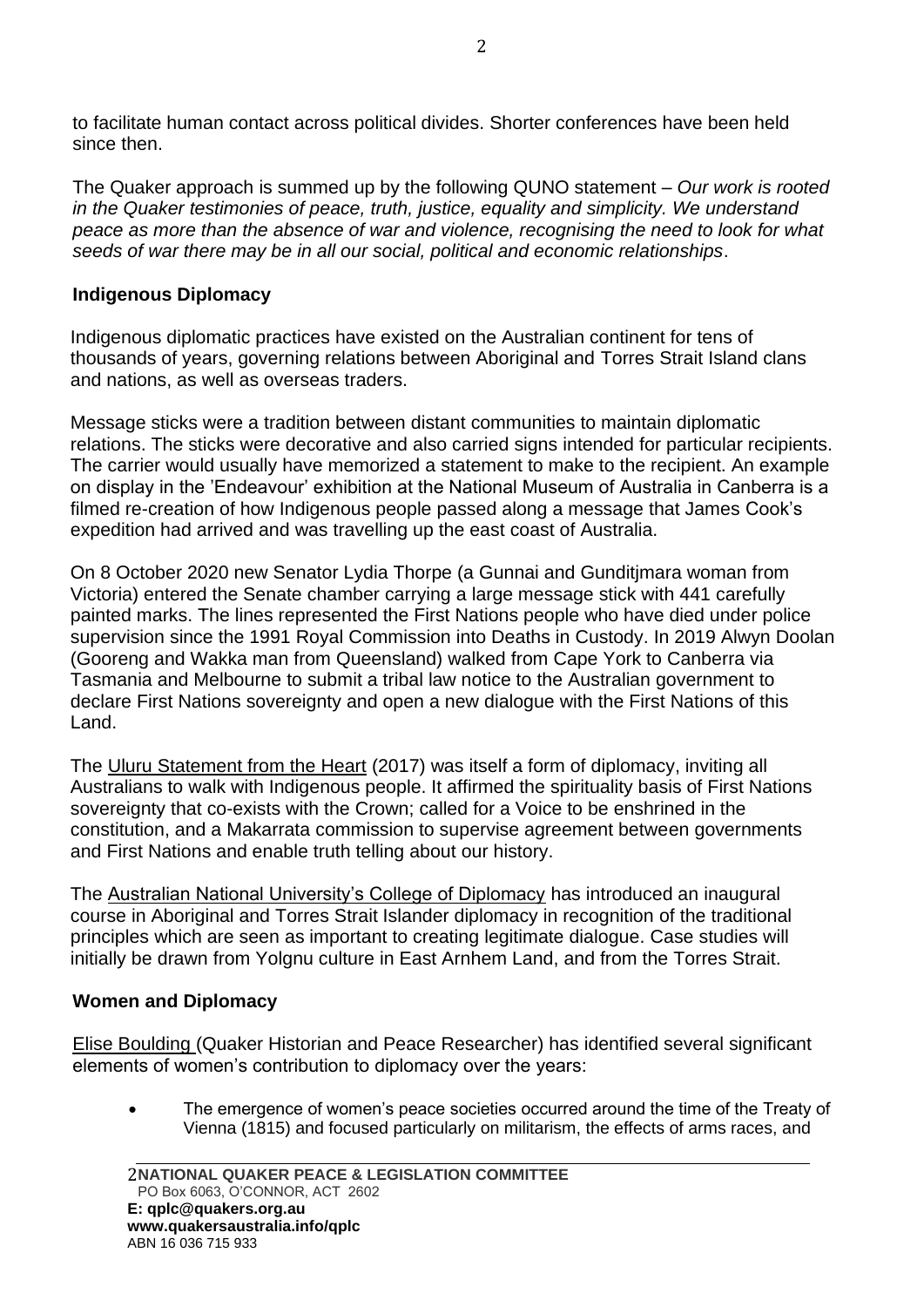to facilitate human contact across political divides. Shorter conferences have been held since then.

The Quaker approach is summed up by the following QUNO statement – *Our work is rooted in the Quaker testimonies of peace, truth, justice, equality and simplicity. We understand peace as more than the absence of war and violence, recognising the need to look for what seeds of war there may be in all our social, political and economic relationships*.

## Indigenous Diplomacy

Indigenous diplomatic practices have existed on the Australian continent for tens of thousands of years, governing relations between Aboriginal and Torres Strait Island clans and nations, as well as overseas traders.

Message sticks were a tradition between distant communities to maintain diplomatic relations. The sticks were decorative and also carried signs intended for particular recipients. The carrier would usually have memorized a statement to make to the recipient. An example on display in the 'Endeavour' exhibition at the National Museum of Australia in Canberra is a filmed re-creation of how Indigenous people passed along a message that James Cook's expedition had arrived and was travelling up the east coast of Australia.

On 8 October 2020 new Senator Lydia Thorpe (a Gunnai and Gunditjmara woman from Victoria) entered the Senate chamber carrying a large message stick with 441 carefully painted marks. The lines represented the First Nations people who have died under police supervision since the 1991 Royal Commission into Deaths in Custody. In 2019 Alwyn Doolan (Gooreng and Wakka man from Queensland) walked from Cape York to Canberra via Tasmania and Melbourne to submit a tribal law notice to the Australian government to declare First Nations sovereignty and open a new dialogue with the First Nations of this Land.

The Uluru Statement from the Heart (2017) was itself a form of diplomacy, inviting all Australians to walk with Indigenous people. It affirmed the spirituality basis of First Nations sovereignty that co-exists with the Crown; called for a Voice to be enshrined in the constitution, and a Makarrata commission to supervise agreement between governments and First Nations and enable truth telling about our history.

The Australian National University's College of Diplomacy has introduced an inaugural course in Aboriginal and Torres Strait Islander diplomacy in recognition of the traditional principles which are seen as important to creating legitimate dialogue. Case studies will initially be drawn from Yolgnu culture in East Arnhem Land, and from the Torres Strait.

## Women and Diplomacy

Elise Boulding (Quaker Historian and Peace Researcher) has identified several significant elements of women's contribution to diplomacy over the years:

- The emergence of women's peace societies occurred around the time of the Treaty of Vienna (1815) and focused particularly on militarism, the effects of arms races, and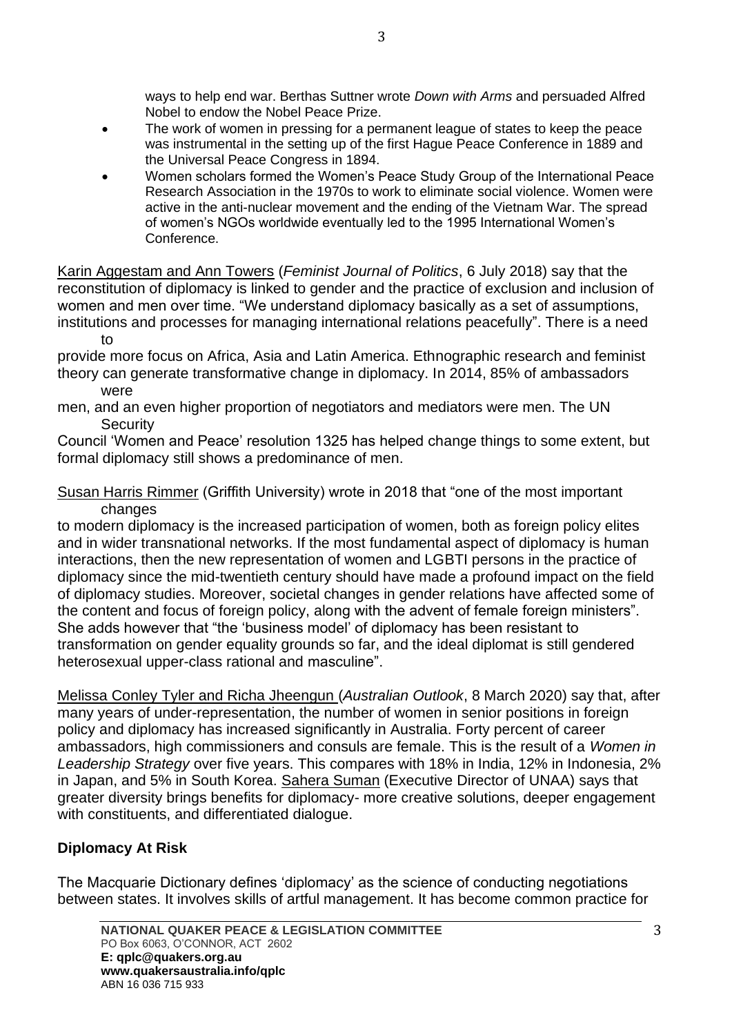ways to help end war. Berthas Suttner wrote *Down with Arms* and persuaded Alfred Nobel to endow the Nobel Peace Prize.

- The work of women in pressing for a permanent league of states to keep the peace was instrumental in the setting up of the first Hague Peace Conference in 1889 and the Universal Peace Congress in 1894.
- Women scholars formed the Women's Peace Study Group of the International Peace Research Association in the 1970s to work to eliminate social violence. Women were active in the anti-nuclear movement and the ending of the Vietnam War. The spread of women's NGOs worldwide eventually led to the 1995 International Women's Conference.

Karin Aggestam and Ann Towers (*Feminist Journal of Politics*, 6 July 2018) say that the reconstitution of diplomacy is linked to gender and the practice of exclusion and inclusion of women and men over time. "We understand diplomacy basically as a set of assumptions, institutions and processes for managing international relations peacefully". There is a need to provide more focus on Africa, Asia and Latin America. Ethnographic research and feminist theory can generate transformative change in diplomacy. In 2014, 85% of ambassadors were men, and an even higher proportion of negotiators and mediators were men. The UN Security Council 'Women and Peace' resolution 1325 has helped change things to some extent, but formal diplomacy still shows a predominance of men.

Susan Harris Rimmer (Griffith University) wrote in 2018 that "one of the most important changes to modern diplomacy is the increased participation of women, both as foreign policy elites and in wider transnational networks. If the most fundamental aspect of diplomacy is human interactions, then the new representation of women and LGBTI persons in the practice of diplomacy since the mid-twentieth century should have made a profound impact on the field of diplomacy studies. Moreover, societal changes in gender relations have affected some of the content and focus of foreign policy, along with the advent of female foreign ministers". She adds however that "the 'business model' of diplomacy has been resistant to transformation on gender equality grounds so far, and the ideal diplomat is still gendered heterosexual upper-class rational and masculine".

Melissa Conley Tyler and Richa Jheengun (*Australian Outlook*, 8 March 2020) say that, after many years of under-representation, the number of women in senior positions in foreign policy and diplomacy has increased significantly in Australia. Forty percent of career ambassadors, high commissioners and consuls are female. This is the result of a *Women in Leadership Strategy* over five years. This compares with 18% in India, 12% in Indonesia, 2% in Japan, and 5% in South Korea. Sahera Suman (Executive Director of UNAA) says that greater diversity brings benefits for diplomacy- more creative solutions, deeper engagement with constituents, and differentiated dialogue.

## Diplomacy At Risk

The Macquarie Dictionary defines 'diplomacy' as the science of conducting negotiations between states. It involves skills of artful management. It has become common practice for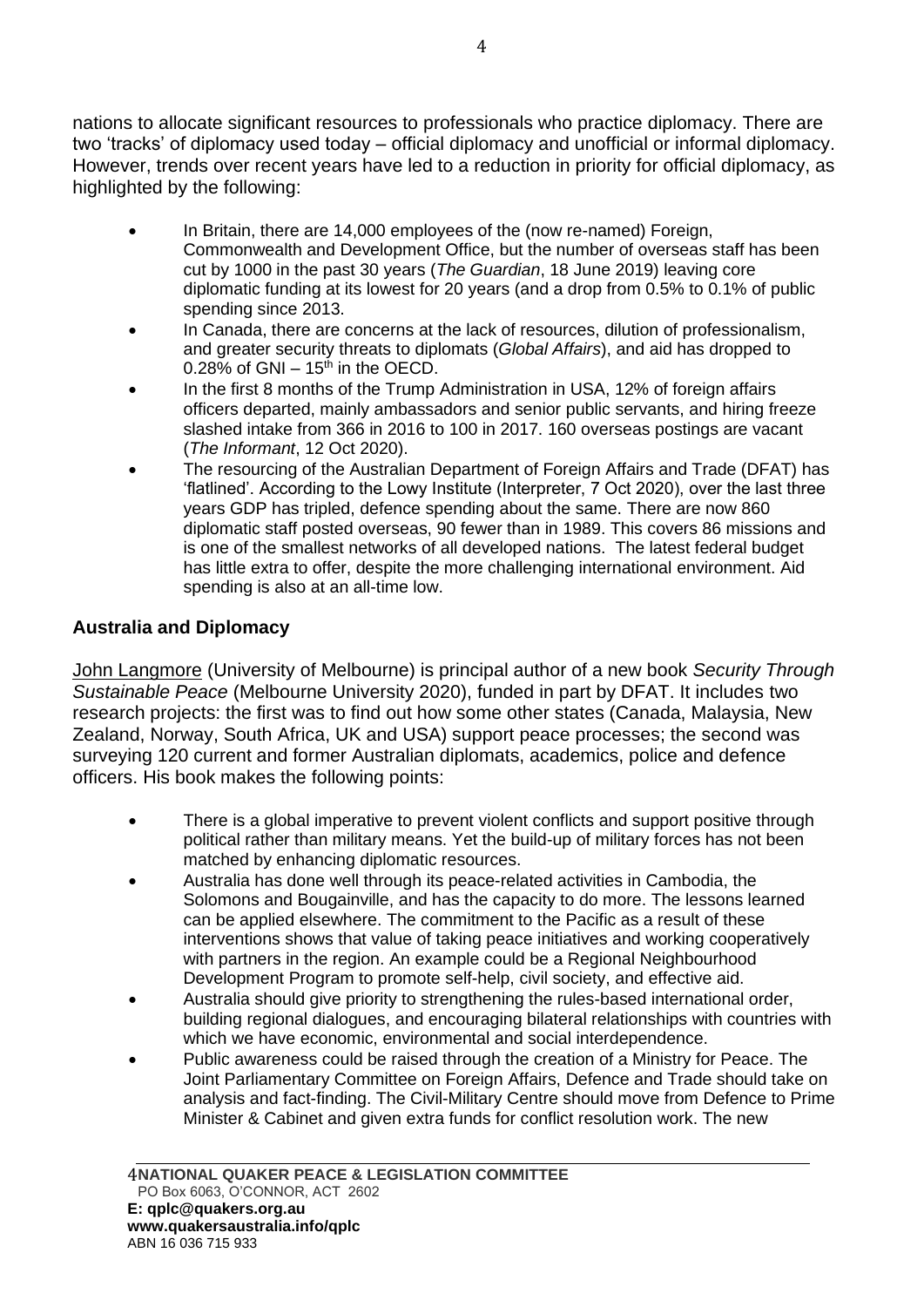nations to allocate significant resources to professionals who practice diplomacy. There are two 'tracks' of diplomacy used today – official diplomacy and unofficial or informal diplomacy. However, trends over recent years have led to a reduction in priority for official diplomacy, as highlighted by the following:

- In Britain, there are 14,000 employees of the (now re-named) Foreign, Commonwealth and Development Office, but the number of overseas staff has been cut by 1000 in the past 30 years (*The Guardian*, 18 June 2019) leaving core diplomatic funding at its lowest for 20 years (and a drop from 0.5% to 0.1% of public spending since 2013.
- In Canada, there are concerns at the lack of resources, dilution of professionalism, and greater security threats to diplomats (*Global Affairs*), and aid has dropped to 0.28% of GNI – 15th in the OECD.
- In the first 8 months of the Trump Administration in USA, 12% of foreign affairs officers departed, mainly ambassadors and senior public servants, and hiring freeze slashed intake from 366 in 2016 to 100 in 2017. 160 overseas postings are vacant (*The Informant*, 12 Oct 2020).
- The resourcing of the Australian Department of Foreign Affairs and Trade (DFAT) has 'flatlined'. According to the Lowy Institute (Interpreter, 7 Oct 2020), over the last three years GDP has tripled, defence spending about the same. There are now 860 diplomatic staff posted overseas, 90 fewer than in 1989. This covers 86 missions and is one of the smallest networks of all developed nations. The latest federal budget has little extra to offer, despite the more challenging international environment. Aid spending is also at an all-time low.

## Australia and Diplomacy

John Langmore (University of Melbourne) is principal author of a new book *Security Through Sustainable Peace* (Melbourne University 2020), funded in part by DFAT. It includes two research projects: the first was to find out how some other states (Canada, Malaysia, New Zealand, Norway, South Africa, UK and USA) support peace processes; the second was surveying 120 current and former Australian diplomats, academics, police and defence officers. His book makes the following points:

- There is a global imperative to prevent violent conflicts and support positive through political rather than military means. Yet the build-up of military forces has not been matched by enhancing diplomatic resources.
- Australia has done well through its peace-related activities in Cambodia, the Solomons and Bougainville, and has the capacity to do more. The lessons learned can be applied elsewhere. The commitment to the Pacific as a result of these interventions shows that value of taking peace initiatives and working cooperatively with partners in the region. An example could be a Regional Neighbourhood Development Program to promote self-help, civil society, and effective aid.
- Australia should give priority to strengthening the rules-based international order, building regional dialogues, and encouraging bilateral relationships with countries with which we have economic, environmental and social interdependence.
- Public awareness could be raised through the creation of a Ministry for Peace. The Joint Parliamentary Committee on Foreign Affairs, Defence and Trade should take on analysis and fact-finding. The Civil-Military Centre should move from Defence to Prime Minister & Cabinet and given extra funds for conflict resolution work. The new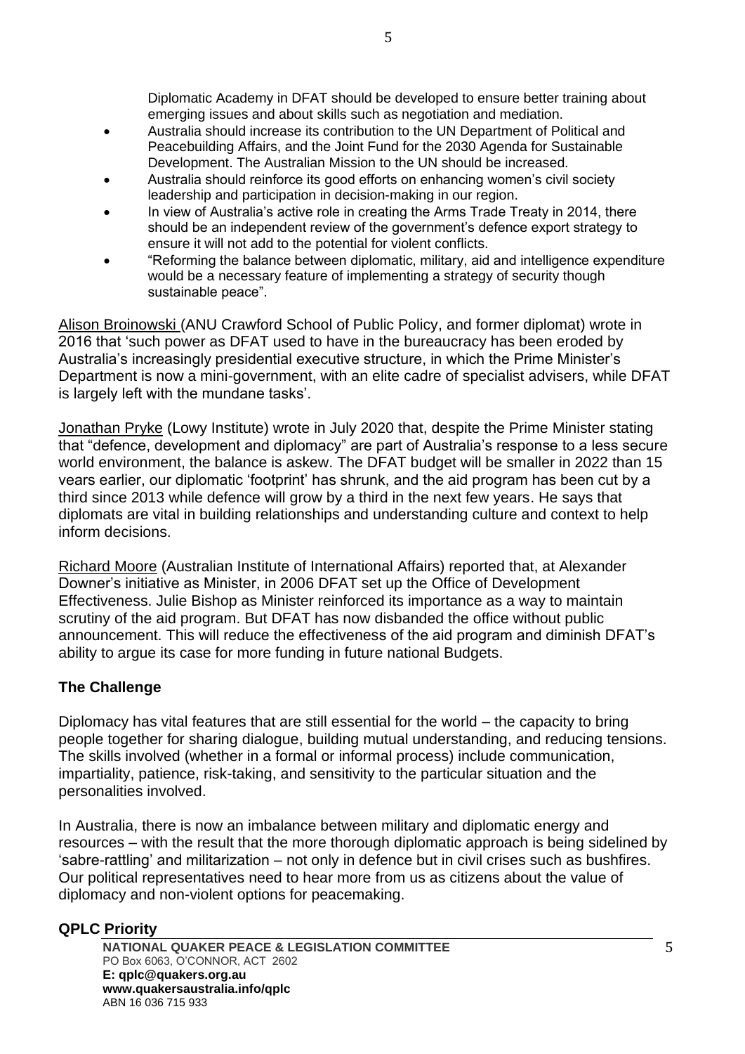Diplomatic Academy in DFAT should be developed to ensure better training about emerging issues and about skills such as negotiation and mediation.

- Australia should increase its contribution to the UN Department of Political and Peacebuilding Affairs, and the Joint Fund for the 2030 Agenda for Sustainable Development. The Australian Mission to the UN should be increased.
- Australia should reinforce its good efforts on enhancing women's civil society leadership and participation in decision-making in our region.
- In view of Australia's active role in creating the Arms Trade Treaty in 2014, there should be an independent review of the government's defence export strategy to ensure it will not add to the potential for violent conflicts.
- "Reforming the balance between diplomatic, military, aid and intelligence expenditure would be a necessary feature of implementing a strategy of security though sustainable peace".

Alison Broinowski (ANU Crawford School of Public Policy, and former diplomat) wrote in 2016 that 'such power as DFAT used to have in the bureaucracy has been eroded by Australia's increasingly presidential executive structure, in which the Prime Minister's Department is now a mini-government, with an elite cadre of specialist advisers, while DFAT is largely left with the mundane tasks'.

Jonathan Pryke (Lowy Institute) wrote in July 2020 that, despite the Prime Minister stating that "defence, development and diplomacy" are part of Australia's response to a less secure world environment, the balance is askew. The DFAT budget will be smaller in 2022 than 15 years earlier, our diplomatic 'footprint' has shrunk, and the aid program has been cut by a third since 2013 while defence will grow by a third in the next few years. He says that diplomats are vital in building relationships and understanding culture and context to help inform decisions.

Richard Moore (Australian Institute of International Affairs) reported that, at Alexander Downer's initiative as Minister, in 2006 DFAT set up the Office of Development Effectiveness. Julie Bishop as Minister reinforced its importance as a way to maintain scrutiny of the aid program. But DFAT has now disbanded the office without public announcement. This will reduce the effectiveness of the aid program and diminish DFAT's ability to argue its case for more funding in future national Budgets.

## The Challenge

Diplomacy has vital features that are still essential for the world – the capacity to bring people together for sharing dialogue, building mutual understanding, and reducing tensions. The skills involved (whether in a formal or informal process) include communication, impartiality, patience, risk-taking, and sensitivity to the particular situation and the personalities involved.

In Australia, there is now an imbalance between military and diplomatic energy and resources – with the result that the more thorough diplomatic approach is being sidelined by 'sabre-rattling' and militarization – not only in defence but in civil crises such as bushfires. Our political representatives need to hear more from us as citizens about the value of diplomacy and non-violent options for peacemaking.

## QPLC Priority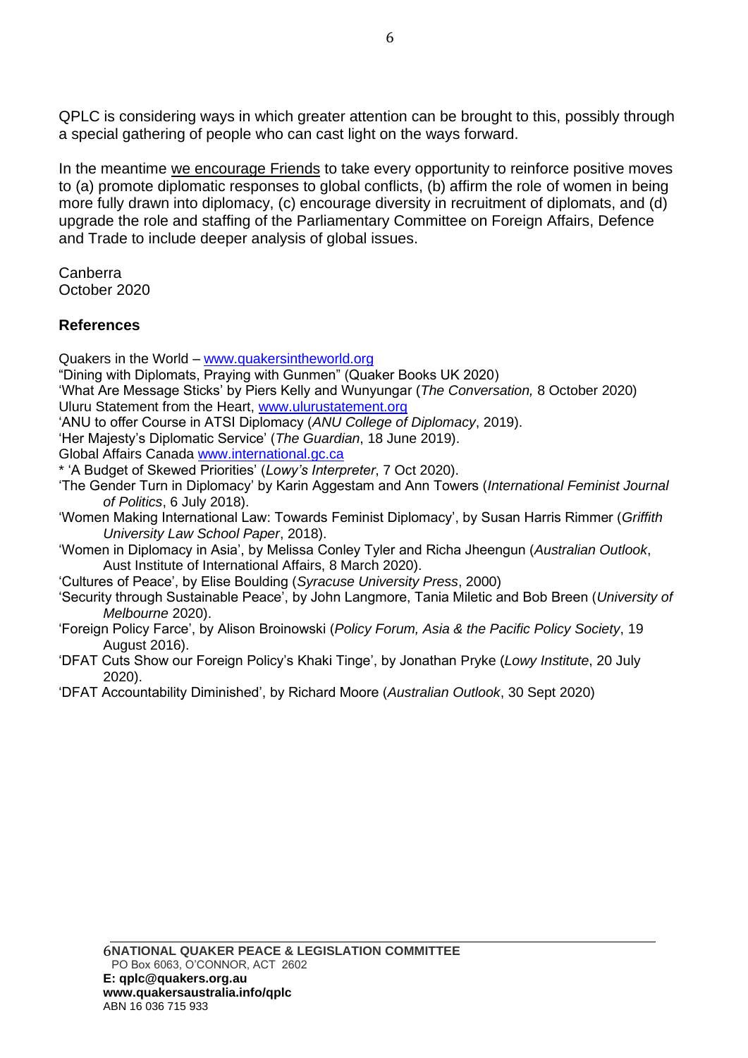QPLC is considering ways in which greater attention can be brought to this, possibly through a special gathering of people who can cast light on the ways forward.

In the meantime we encourage Friends to take every opportunity to reinforce positive moves to (a) promote diplomatic responses to global conflicts, (b) affirm the role of women in being more fully drawn into diplomacy, (c) encourage diversity in recruitment of diplomats, and (d) upgrade the role and staffing of the Parliamentary Committee on Foreign Affairs, Defence and Trade to include deeper analysis of global issues.

Canberra
October 2020

**References**

Quakers in the World – www.quakersintheworld.org
"Dining with Diplomats, Praying with Gunmen" (Quaker Books UK 2020)
'What Are Message Sticks' by Piers Kelly and Wunyungar (*The Conversation,* 8 October 2020)
Uluru Statement from the Heart, www.ulurustatement.org
'ANU to offer Course in ATSI Diplomacy (*ANU College of Diplomacy*, 2019).
'Her Majesty's Diplomatic Service' (*The Guardian*, 18 June 2019).
Global Affairs Canada www.international.gc.ca
* 'A Budget of Skewed Priorities' (*Lowy's Interpreter*, 7 Oct 2020).
'The Gender Turn in Diplomacy' by Karin Aggestam and Ann Towers (*International Feminist Journal of Politics*, 6 July 2018).
'Women Making International Law: Towards Feminist Diplomacy', by Susan Harris Rimmer (*Griffith University Law School Paper*, 2018).
'Women in Diplomacy in Asia', by Melissa Conley Tyler and Richa Jheengun (*Australian Outlook*, Aust Institute of International Affairs, 8 March 2020).
'Cultures of Peace', by Elise Boulding (*Syracuse University Press*, 2000)
'Security through Sustainable Peace', by John Langmore, Tania Miletic and Bob Breen (*University of Melbourne* 2020).
'Foreign Policy Farce', by Alison Broinowski (*Policy Forum, Asia & the Pacific Policy Society*, 19 August 2016).
'DFAT Cuts Show our Foreign Policy's Khaki Tinge', by Jonathan Pryke (*Lowy Institute*, 20 July 2020).
'DFAT Accountability Diminished', by Richard Moore (*Australian Outlook*, 30 Sept 2020)